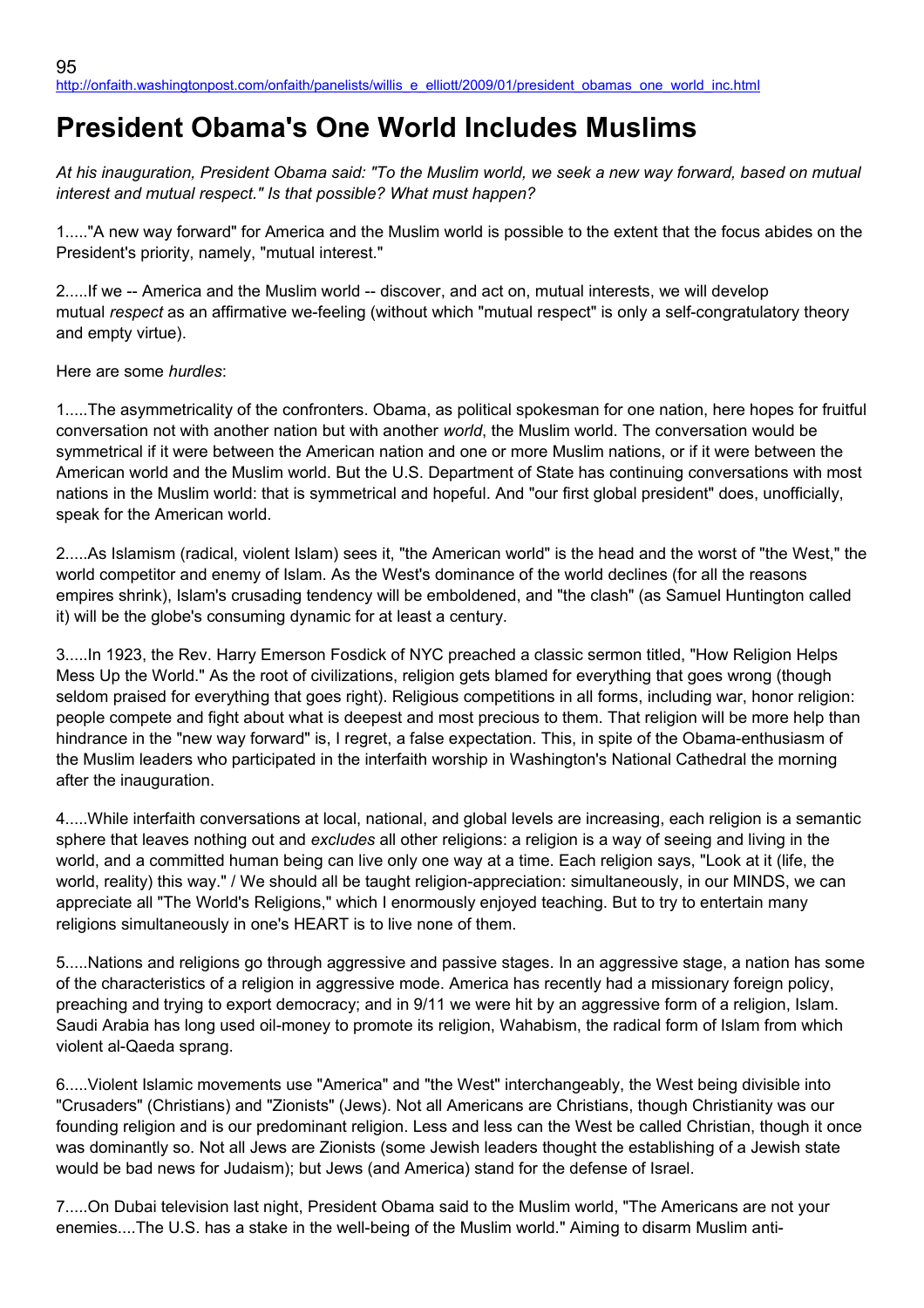http://onfaith.washingtonpost.com/onfaith/panelists/willis_e_elliott/2009/01/president_obamas_one_world_inc.html

# President Obama's One World Includes Muslims

*At his inauguration, President Obama said: "To the Muslim world, we seek a new way forward, based on mutual interest and mutual respect." Is that possible? What must happen?*

1....."A new way forward" for America and the Muslim world is possible to the extent that the focus abides on the President's priority, namely, "mutual interest."

2.....If we -- America and the Muslim world -- discover, and act on, mutual interests, we will develop mutual *respect* as an affirmative we-feeling (without which "mutual respect" is only a self-congratulatory theory and empty virtue).

Here are some *hurdles*:

1.....The asymmetricality of the confronters. Obama, as political spokesman for one nation, here hopes for fruitful conversation not with another nation but with another *world*, the Muslim world. The conversation would be symmetrical if it were between the American nation and one or more Muslim nations, or if it were between the American world and the Muslim world. But the U.S. Department of State has continuing conversations with most nations in the Muslim world: that is symmetrical and hopeful. And "our first global president" does, unofficially, speak for the American world.

2.....As Islamism (radical, violent Islam) sees it, "the American world" is the head and the worst of "the West," the world competitor and enemy of Islam. As the West's dominance of the world declines (for all the reasons empires shrink), Islam's crusading tendency will be emboldened, and "the clash" (as Samuel Huntington called it) will be the globe's consuming dynamic for at least a century.

3.....In 1923, the Rev. Harry Emerson Fosdick of NYC preached a classic sermon titled, "How Religion Helps Mess Up the World." As the root of civilizations, religion gets blamed for everything that goes wrong (though seldom praised for everything that goes right). Religious competitions in all forms, including war, honor religion: people compete and fight about what is deepest and most precious to them. That religion will be more help than hindrance in the "new way forward" is, I regret, a false expectation. This, in spite of the Obama-enthusiasm of the Muslim leaders who participated in the interfaith worship in Washington's National Cathedral the morning after the inauguration.

4.....While interfaith conversations at local, national, and global levels are increasing, each religion is a semantic sphere that leaves nothing out and *excludes* all other religions: a religion is a way of seeing and living in the world, and a committed human being can live only one way at a time. Each religion says, "Look at it (life, the world, reality) this way." / We should all be taught religion-appreciation: simultaneously, in our MINDS, we can appreciate all "The World's Religions," which I enormously enjoyed teaching. But to try to entertain many religions simultaneously in one's HEART is to live none of them.

5.....Nations and religions go through aggressive and passive stages. In an aggressive stage, a nation has some of the characteristics of a religion in aggressive mode. America has recently had a missionary foreign policy, preaching and trying to export democracy; and in 9/11 we were hit by an aggressive form of a religion, Islam. Saudi Arabia has long used oil-money to promote its religion, Wahabism, the radical form of Islam from which violent al-Qaeda sprang.

6.....Violent Islamic movements use "America" and "the West" interchangeably, the West being divisible into "Crusaders" (Christians) and "Zionists" (Jews). Not all Americans are Christians, though Christianity was our founding religion and is our predominant religion. Less and less can the West be called Christian, though it once was dominantly so. Not all Jews are Zionists (some Jewish leaders thought the establishing of a Jewish state would be bad news for Judaism); but Jews (and America) stand for the defense of Israel.

7.....On Dubai television last night, President Obama said to the Muslim world, "The Americans are not your enemies....The U.S. has a stake in the well-being of the Muslim world." Aiming to disarm Muslim anti-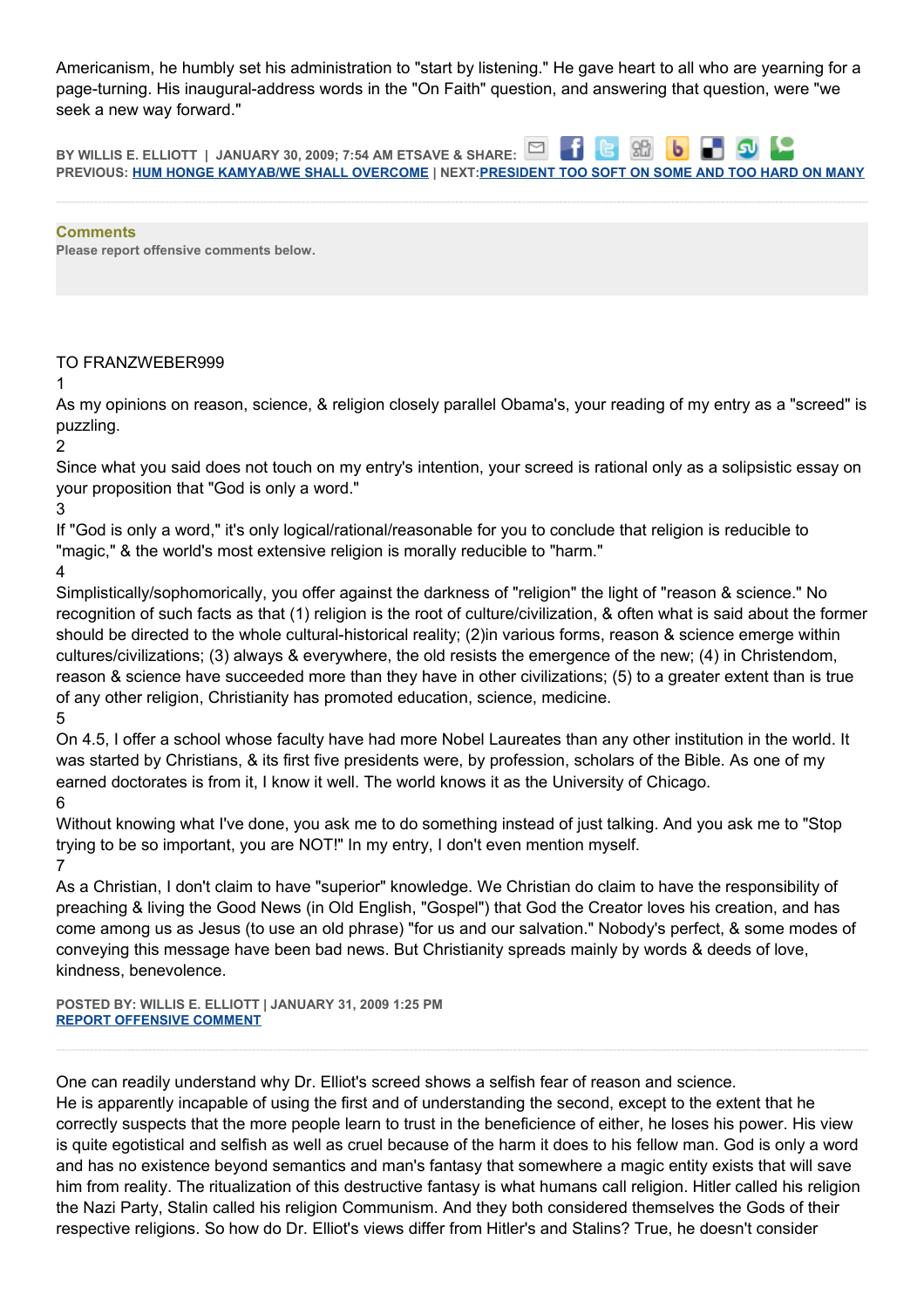Americanism, he humbly set his administration to "start by listening." He gave heart to all who are yearning for a page-turning. His inaugural-address words in the "On Faith" question, and answering that question, were "we seek a new way forward."

**BY WILLIS E. ELLIOTT | JANUARY 30, 2009; 7:54 AM ET**SAVE & SHARE:
**PREVIOUS: HUM HONGE KAMYAB/WE SHALL OVERCOME | NEXT:PRESIDENT TOO SOFT ON SOME AND TOO HARD ON MANY**

---

**Comments**
**Please report offensive comments below.**

TO FRANZWEBER999

1

As my opinions on reason, science, & religion closely parallel Obama's, your reading of my entry as a "screed" is puzzling.

2

Since what you said does not touch on my entry's intention, your screed is rational only as a solipsistic essay on your proposition that "God is only a word."

3

If "God is only a word," it's only logical/rational/reasonable for you to conclude that religion is reducible to "magic," & the world's most extensive religion is morally reducible to "harm."

4

Simplistically/sophomorically, you offer against the darkness of "religion" the light of "reason & science." No recognition of such facts as that (1) religion is the root of culture/civilization, & often what is said about the former should be directed to the whole cultural-historical reality; (2)in various forms, reason & science emerge within cultures/civilizations; (3) always & everywhere, the old resists the emergence of the new; (4) in Christendom, reason & science have succeeded more than they have in other civilizations; (5) to a greater extent than is true of any other religion, Christianity has promoted education, science, medicine.

5

On 4.5, I offer a school whose faculty have had more Nobel Laureates than any other institution in the world. It was started by Christians, & its first five presidents were, by profession, scholars of the Bible. As one of my earned doctorates is from it, I know it well. The world knows it as the University of Chicago.

6

Without knowing what I've done, you ask me to do something instead of just talking. And you ask me to "Stop trying to be so important, you are NOT!" In my entry, I don't even mention myself.

7

As a Christian, I don't claim to have "superior" knowledge. We Christian do claim to have the responsibility of preaching & living the Good News (in Old English, "Gospel") that God the Creator loves his creation, and has come among us as Jesus (to use an old phrase) "for us and our salvation." Nobody's perfect, & some modes of conveying this message have been bad news. But Christianity spreads mainly by words & deeds of love, kindness, benevolence.

**POSTED BY: WILLIS E. ELLIOTT | JANUARY 31, 2009 1:25 PM**
**REPORT OFFENSIVE COMMENT**

---

One can readily understand why Dr. Elliot's screed shows a selfish fear of reason and science.
He is apparently incapable of using the first and of understanding the second, except to the extent that he correctly suspects that the more people learn to trust in the beneficience of either, he loses his power. His view is quite egotistical and selfish as well as cruel because of the harm it does to his fellow man. God is only a word and has no existence beyond semantics and man's fantasy that somewhere a magic entity exists that will save him from reality. The ritualization of this destructive fantasy is what humans call religion. Hitler called his religion the Nazi Party, Stalin called his religion Communism. And they both considered themselves the Gods of their respective religions. So how do Dr. Elliot's views differ from Hitler's and Stalins? True, he doesn't consider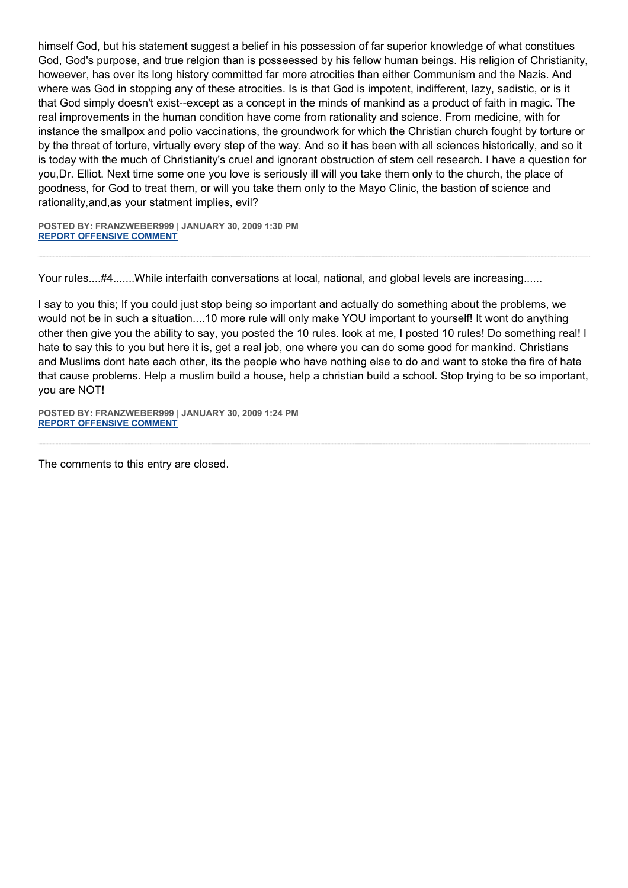himself God, but his statement suggest a belief in his possession of far superior knowledge of what constitues God, God's purpose, and true relgion than is posseessed by his fellow human beings. His religion of Christianity, howeever, has over its long history committed far more atrocities than either Communism and the Nazis. And where was God in stopping any of these atrocities. Is is that God is impotent, indifferent, lazy, sadistic, or is it that God simply doesn't exist--except as a concept in the minds of mankind as a product of faith in magic. The real improvements in the human condition have come from rationality and science. From medicine, with for instance the smallpox and polio vaccinations, the groundwork for which the Christian church fought by torture or by the threat of torture, virtually every step of the way. And so it has been with all sciences historically, and so it is today with the much of Christianity's cruel and ignorant obstruction of stem cell research. I have a question for you,Dr. Elliot. Next time some one you love is seriously ill will you take them only to the church, the place of goodness, for God to treat them, or will you take them only to the Mayo Clinic, the bastion of science and rationality,and,as your statment implies, evil?

**POSTED BY: FRANZWEBER999 | JANUARY 30, 2009 1:30 PM**
**REPORT OFFENSIVE COMMENT**

---

Your rules....#4.......While interfaith conversations at local, national, and global levels are increasing......

I say to you this; If you could just stop being so important and actually do something about the problems, we would not be in such a situation....10 more rule will only make YOU important to yourself! It wont do anything other then give you the ability to say, you posted the 10 rules. look at me, I posted 10 rules! Do something real! I hate to say this to you but here it is, get a real job, one where you can do some good for mankind. Christians and Muslims dont hate each other, its the people who have nothing else to do and want to stoke the fire of hate that cause problems. Help a muslim build a house, help a christian build a school. Stop trying to be so important, you are NOT!

**POSTED BY: FRANZWEBER999 | JANUARY 30, 2009 1:24 PM**
**REPORT OFFENSIVE COMMENT**

---

The comments to this entry are closed.